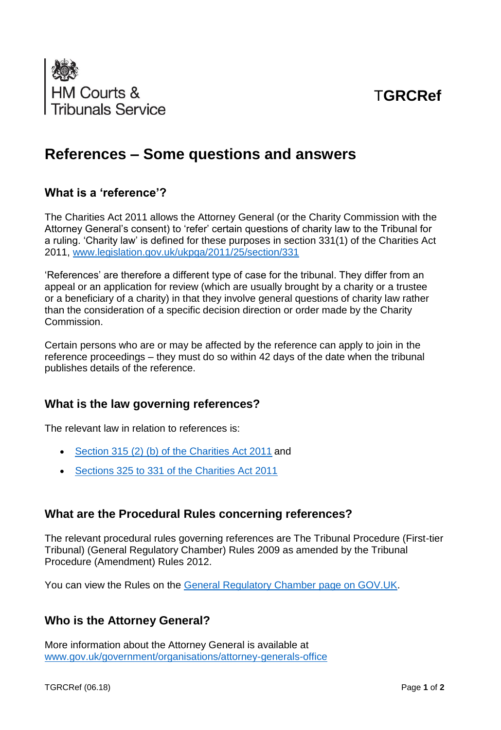HM Courts & Tribunals Service

**TGRCRef**

# References – Some questions and answers

## What is a 'reference'?

The Charities Act 2011 allows the Attorney General (or the Charity Commission with the Attorney General's consent) to 'refer' certain questions of charity law to the Tribunal for a ruling. 'Charity law' is defined for these purposes in section 331(1) of the Charities Act 2011, [www.legislation.gov.uk/ukpga/2011/25/section/331](http://www.legislation.gov.uk/ukpga/2011/25/section/331)

'References' are therefore a different type of case for the tribunal. They differ from an appeal or an application for review (which are usually brought by a charity or a trustee or a beneficiary of a charity) in that they involve general questions of charity law rather than the consideration of a specific decision direction or order made by the Charity Commission.

Certain persons who are or may be affected by the reference can apply to join in the reference proceedings – they must do so within 42 days of the date when the tribunal publishes details of the reference.

## What is the law governing references?

The relevant law in relation to references is:

- Section 315 (2) (b) of the Charities Act 2011 and
- Sections 325 to 331 of the Charities Act 2011

## What are the Procedural Rules concerning references?

The relevant procedural rules governing references are The Tribunal Procedure (First-tier Tribunal) (General Regulatory Chamber) Rules 2009 as amended by the Tribunal Procedure (Amendment) Rules 2012.

You can view the Rules on the General Regulatory Chamber page on GOV.UK.

## Who is the Attorney General?

More information about the Attorney General is available at [www.gov.uk/government/organisations/attorney-generals-office](http://www.gov.uk/government/organisations/attorney-generals-office)

TGRCRef (06.18)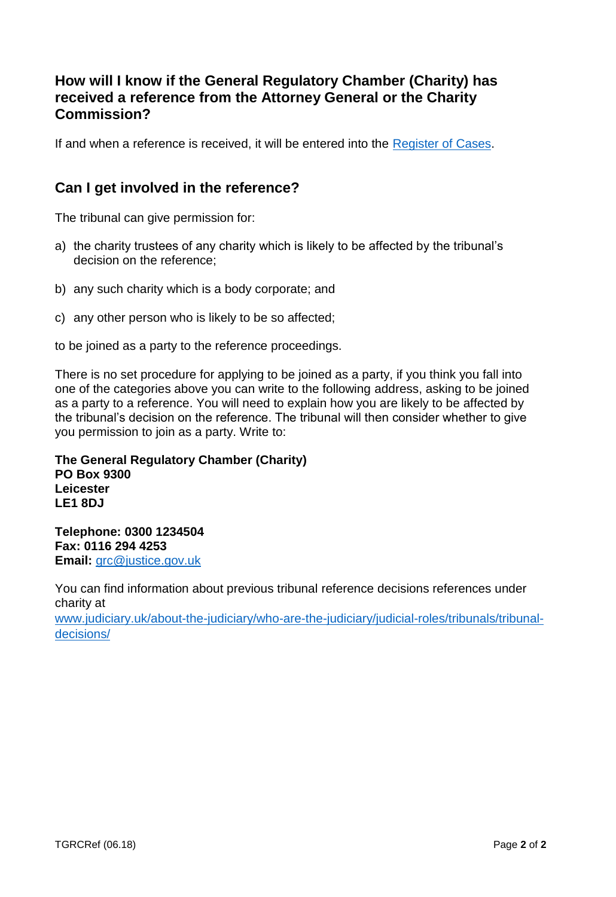## How will I know if the General Regulatory Chamber (Charity) has received a reference from the Attorney General or the Charity Commission?

If and when a reference is received, it will be entered into the [Register of Cases](Register of Cases).

## Can I get involved in the reference?

The tribunal can give permission for:

a) the charity trustees of any charity which is likely to be affected by the tribunal's decision on the reference;

b) any such charity which is a body corporate; and

c) any other person who is likely to be so affected;

to be joined as a party to the reference proceedings.

There is no set procedure for applying to be joined as a party, if you think you fall into one of the categories above you can write to the following address, asking to be joined as a party to a reference. You will need to explain how you are likely to be affected by the tribunal's decision on the reference. The tribunal will then consider whether to give you permission to join as a party. Write to:

**The General Regulatory Chamber (Charity)**
**PO Box 9300**
**Leicester**
**LE1 8DJ**

**Telephone: 0300 1234504**
**Fax: 0116 294 4253**
**Email:** grc@justice.gov.uk

You can find information about previous tribunal reference decisions references under charity at
www.judiciary.uk/about-the-judiciary/who-are-the-judiciary/judicial-roles/tribunals/tribunal-decisions/

TGRCRef (06.18)